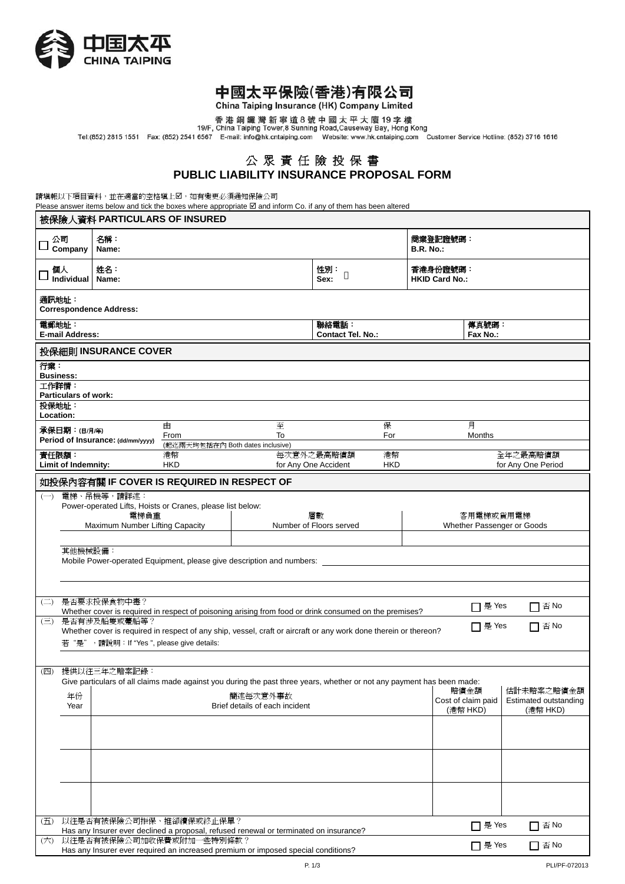中国太平
CHINA TAIPING

# 中國太平保險(香港)有限公司
China Taiping Insurance (HK) Company Limited

香港銅鑼灣新寧道8號中國太平大廈19字樓
19/F, China Taiping Tower,8 Sunning Road,Causeway Bay, Hong Kong
Tel:(852) 2815 1551 Fax: (852) 2541 6567 E-mail: info@hk.cntaiping.com Website: www.hk.cntaiping.com Customer Service Hotline: (852) 3716 1616

## 公眾責任險投保書
## PUBLIC LIABILITY INSURANCE PROPOSAL FORM

請填報以下項目資料，並在適當的空格填上☑，如有變更必須通知保險公司
Please answer items below and tick the boxes where appropriate ☑ and inform Co. if any of them has been altered

### 被保險人資料 PARTICULARS OF INSURED

| | | | |
|---|---|---|---|
| ☐ 公司 Company | 名稱： Name: | | 商業登記證號碼： B.R. No.: |
| ☐ 個人 Individual | 姓名： Name: | 性別： Sex: | 香港身份證號碼： HKID Card No.: |
| 通訊地址： Correspondence Address: | | | |
| 電郵地址： E-mail Address: | | 聯絡電話： Contact Tel. No.: | 傳真號碼： Fax No.: |

### 投保細則 INSURANCE COVER

行業：
Business:

工作詳情：
Particulars of work:

投保地址：
Location:

| | | | | |
|---|---|---|---|---|
| 承保日期：(日/月/年) Period of Insurance: (dd/mm/yyyy) | 由 From | 至 To | 保 For | 月 Months |
| | (起迄兩天均包括在內 Both dates inclusive) | | | |
| 責任限額： Limit of Indemnity: | 港幣 HKD | 每次意外之最高賠償額 for Any One Accident | 港幣 HKD | 全年之最高賠償額 for Any One Period |

### 如投保內容有關 IF COVER IS REQUIRED IN RESPECT OF

(一) 電梯、吊機等，請詳述：
Power-operated Lifts, Hoists or Cranes, please list below:

| 電梯負重 Maximum Number Lifting Capacity | 層數 Number of Floors served | 客用電梯或貨用電梯 Whether Passenger or Goods |
|---|---|---|
| | | |

其他機械設備：
Mobile Power-operated Equipment, please give description and numbers: ______________________

(二) 是否要求投保食物中毒？
Whether cover is required in respect of poisoning arising from food or drink consumed on the premises? ☐ 是 Yes ☐ 否 No

(三) 是否有涉及船隻或躉船等？
Whether cover is required in respect of any ship, vessel, craft or aircraft or any work done therein or thereon? ☐ 是 Yes ☐ 否 No

若"是"，請說明：If "Yes ", please give details:

(四) 提供以往三年之賠案記錄：
Give particulars of all claims made against you during the past three years, whether or not any payment has been made:

| 年份 Year | 簡述每次意外事故 Brief details of each incident | 賠償金額 Cost of claim paid (港幣 HKD) | 估計未賠案之賠償金額 Estimated outstanding (港幣 HKD) |
|---|---|---|---|
| | | | |
| | | | |
| | | | |

(五) 以往是否有被保險公司拒保、推卻續保或終止保單？
Has any Insurer ever declined a proposal, refused renewal or terminated on insurance? ☐ 是 Yes ☐ 否 No

(六) 以往是否有被保險公司加收保費或附加一些特別條款？
Has any Insurer ever required an increased premium or imposed special conditions? ☐ 是 Yes ☐ 否 No

PLI/PF-072013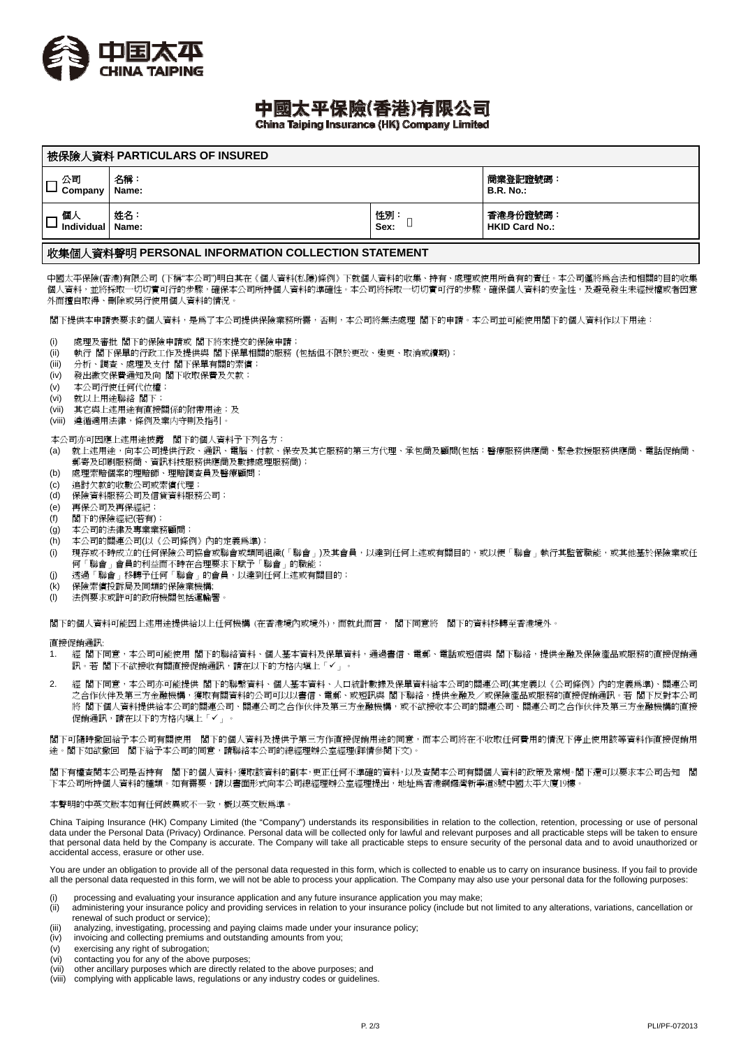# 中國太平保險(香港)有限公司

**China Taiping Insurance (HK) Company Limited**

## 被保險人資料 PARTICULARS OF INSURED

| | | | |
|---|---|---|---|
| ☐ 公司 Company | 名稱：Name: | | 商業登記證號碼：B.R. No.: |
| ☐ 個人 Individual | 姓名：Name: | 性別：Sex: | 香港身份證號碼：HKID Card No.: |

## 收集個人資料聲明 PERSONAL INFORMATION COLLECTION STATEMENT

中國太平保險(香港)有限公司 (下稱"本公司")明白其在《個人資料(私隱)條例》下就個人資料的收集、持有、處理或使用所負有的責任。本公司僅將爲合法和相關的目的收集個人資料，並將採取一切切實可行的步驟，確保本公司所持個人資料的準確性。本公司將採取一切切實可行的步驟，確保個人資料的安全性，及避免發生未經授權或者因意外而擅自取得、刪除或另行使用個人資料的情況。

閣下提供本申請表要求的個人資料，是爲了本公司提供保險業務所需，否則，本公司將無法處理 閣下的申請。本公司並可能使用閣下的個人資料作以下用途：

(i) 處理及審批 閣下的保險申請或 閣下將來提交的保險申請；
(ii) 執行 閣下保單的行政工作及提供與 閣下保單相關的服務 (包括但不限於更改、變更、取消或續期)；
(iii) 分析、調查、處理及支付 閣下保單有關的索償；
(iv) 發出繳交保費通知及向 閣下收取保費及欠款；
(v) 本公司行使任何代位權；
(vi) 就以上用途聯絡 閣下；
(vii) 其它與上述用途有直接關係的附帶用途；及
(viii) 遵循適用法律，條例及業內守則及指引。

本公司亦可因應上述用途披露 閣下的個人資料予下列各方：

(a) 就上述用途，向本公司提供行政、通訊、電腦、付款、保安及其它服務的第三方代理、承包商及顧問(包括：醫療服務供應商、緊急救援服務供應商、電話促銷商、郵寄及印刷服務商、資訊科技服務供應商及數據處理服務商)；
(b) 處理索賠個案的理賠師、理賠調查員及醫療顧問；
(c) 追討欠款的收數公司或索償代理；
(d) 保險資料服務公司及信貸資料服務公司；
(e) 再保公司及再保經紀；
(f) 閣下的保險經紀(若有)；
(g) 本公司的法律及專業業務顧問；
(h) 本公司的關連公司(以《公司條例》內的定義爲準)；
(i) 現存或不時成立的任何保險公司協會或聯會或類同組織(「聯會」)及其會員，以達到任何上述或有關目的，或以便「聯會」執行其監管職能，或其他基於保險業或任何「聯會」會員的利益而不時在合理要求下賦予「聯會」的職能；
(j) 透過「聯會」移轉予任何「聯會」的會員，以達到任何上述或有關目的；
(k) 保險索償投訴局及同類的保險業機構;
(l) 法例要求或許可的政府機關包括運輸署。

閣下的個人資料可能因上述用途提供給以上任何機構 (在香港境內或境外)，而就此而言， 閣下同意將 閣下的資料移轉至香港境外。

直接促銷通訊:

1. 經 閣下同意，本公司可能使用 閣下的聯絡資料、個人基本資料及保單資料，通過書信、電郵、電話或短信與 閣下聯絡，提供金融及保險產品或服務的直接促銷通訊。若 閣下不欲接收有關直接促銷通訊，請在以下的方格內填上「✓」。
2. 經 閣下同意，本公司亦可能提供 閣下的聯繫資料、個人基本資料、人口統計數據及保單資料給本公司的關連公司(其定義以《公司條例》內的定義爲準)、關連公司之合作伙伴及第三方金融機構，獲取有關資料的公司可以以書信、電郵、或短訊與 閣下聯絡，提供金融及／或保險產品或服務的直接促銷通訊。若 閣下反對本公司將 閣下個人資料提供給本公司的關連公司、關連公司之合作伙伴及第三方金融機構，或不欲接收本公司的關連公司、關連公司之合作伙伴及第三方金融機構的直接促銷通訊，請在以下的方格內填上「✓」。

閣下可隨時撤回給予本公司有關使用 閣下的個人資料及提供予第三方作直接促銷用途的同意，而本公司將在不收取任何費用的情況下停止使用該等資料作直接促銷用途。閣下如欲撤回 閣下給予本公司的同意，請聯絡本公司的總經理辦公室經理(詳情參閱下文)。

閣下有權查閱本公司是否持有 閣下的個人資料，獲取該資料的副本，更正任何不準確的資料，以及查閱本公司有關個人資料的政策及常規。閣下還可以要求本公司告知 閣下本公司所持個人資料的種類。如有需要，請以書面形式向本公司總經理辦公室經理提出，地址爲香港銅鑼灣新寧道8號中國太平大廈19樓。

本聲明的中英文版本如有任何歧異或不一致，概以英文版爲準。

China Taiping Insurance (HK) Company Limited (the "Company") understands its responsibilities in relation to the collection, retention, processing or use of personal data under the Personal Data (Privacy) Ordinance. Personal data will be collected only for lawful and relevant purposes and all practicable steps will be taken to ensure that personal data held by the Company is accurate. The Company will take all practicable steps to ensure security of the personal data and to avoid unauthorized or accidental access, erasure or other use.

You are under an obligation to provide all of the personal data requested in this form, which is collected to enable us to carry on insurance business. If you fail to provide all the personal data requested in this form, we will not be able to process your application. The Company may also use your personal data for the following purposes:

(i) processing and evaluating your insurance application and any future insurance application you may make;
(ii) administering your insurance policy and providing services in relation to your insurance policy (include but not limited to any alterations, variations, cancellation or renewal of such product or service);
(iii) analyzing, investigating, processing and paying claims made under your insurance policy;
(iv) invoicing and collecting premiums and outstanding amounts from you;
(v) exercising any right of subrogation;
(vi) contacting you for any of the above purposes;
(vii) other ancillary purposes which are directly related to the above purposes; and
(viii) complying with applicable laws, regulations or any industry codes or guidelines.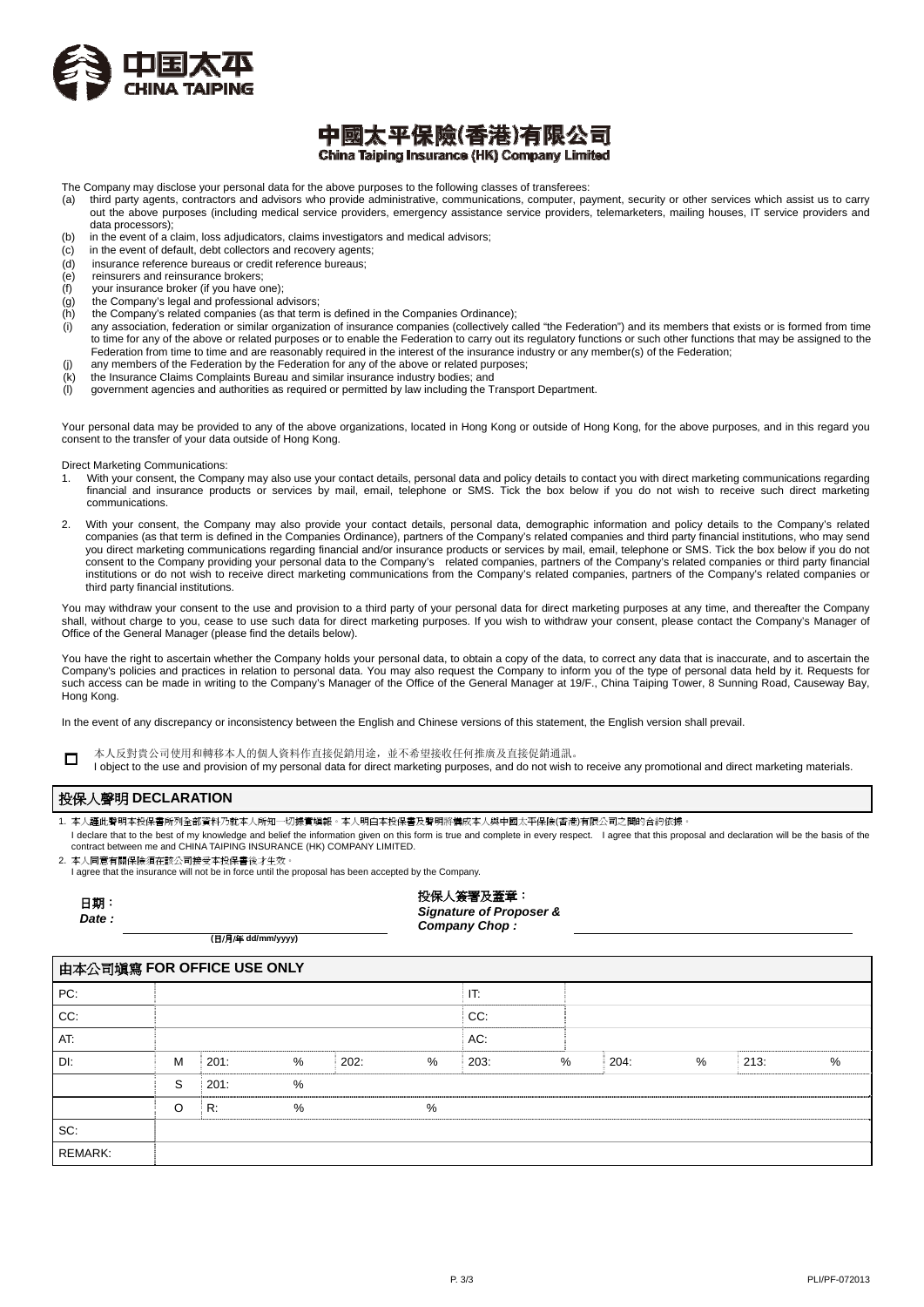# 中國太平保險(香港)有限公司

**China Taiping Insurance (HK) Company Limited**

The Company may disclose your personal data for the above purposes to the following classes of transferees:

(a) third party agents, contractors and advisors who provide administrative, communications, computer, payment, security or other services which assist us to carry out the above purposes (including medical service providers, emergency assistance service providers, telemarketers, mailing houses, IT service providers and data processors);

(b) in the event of a claim, loss adjudicators, claims investigators and medical advisors;

(c) in the event of default, debt collectors and recovery agents;

(d) insurance reference bureaus or credit reference bureaus;

(e) reinsurers and reinsurance brokers;

(f) your insurance broker (if you have one);

(g) the Company's legal and professional advisors;

(h) the Company's related companies (as that term is defined in the Companies Ordinance);

(i) any association, federation or similar organization of insurance companies (collectively called "the Federation") and its members that exists or is formed from time to time for any of the above or related purposes or to enable the Federation to carry out its regulatory functions or such other functions that may be assigned to the Federation from time to time and are reasonably required in the interest of the insurance industry or any member(s) of the Federation;

(j) any members of the Federation by the Federation for any of the above or related purposes;

(k) the Insurance Claims Complaints Bureau and similar insurance industry bodies; and

(l) government agencies and authorities as required or permitted by law including the Transport Department.

Your personal data may be provided to any of the above organizations, located in Hong Kong or outside of Hong Kong, for the above purposes, and in this regard you consent to the transfer of your data outside of Hong Kong.

Direct Marketing Communications:

1. With your consent, the Company may also use your contact details, personal data and policy details to contact you with direct marketing communications regarding financial and insurance products or services by mail, email, telephone or SMS. Tick the box below if you do not wish to receive such direct marketing communications.
2. With your consent, the Company may also provide your contact details, personal data, demographic information and policy details to the Company's related companies (as that term is defined in the Companies Ordinance), partners of the Company's related companies and third party financial institutions, who may send you direct marketing communications regarding financial and/or insurance products or services by mail, email, telephone or SMS. Tick the box below if you do not consent to the Company providing your personal data to the Company's related companies, partners of the Company's related companies or third party financial institutions or do not wish to receive direct marketing communications from the Company's related companies, partners of the Company's related companies or third party financial institutions.

You may withdraw your consent to the use and provision to a third party of your personal data for direct marketing purposes at any time, and thereafter the Company shall, without charge to you, cease to use such data for direct marketing purposes. If you wish to withdraw your consent, please contact the Company's Manager of Office of the General Manager (please find the details below).

You have the right to ascertain whether the Company holds your personal data, to obtain a copy of the data, to correct any data that is inaccurate, and to ascertain the Company's policies and practices in relation to personal data. You may also request the Company to inform you of the type of personal data held by it. Requests for such access can be made in writing to the Company's Manager of the Office of the General Manager at 19/F., China Taiping Tower, 8 Sunning Road, Causeway Bay, Hong Kong.

In the event of any discrepancy or inconsistency between the English and Chinese versions of this statement, the English version shall prevail.

☐ 本人反對貴公司使用和轉移本人的個人資料作直接促銷用途，並不希望接收任何推廣及直接促銷通訊。
I object to the use and provision of my personal data for direct marketing purposes, and do not wish to receive any promotional and direct marketing materials.

## 投保人聲明 DECLARATION

1. 本人謹此聲明本投保書所列全部資料乃就本人所知一切據實填報。本人明白本投保書及聲明將構成本人與中國太平保險(香港)有限公司之間的合約依據。
I declare that to the best of my knowledge and belief the information given on this form is true and complete in every respect. I agree that this proposal and declaration will be the basis of the contract between me and CHINA TAIPING INSURANCE (HK) COMPANY LIMITED.
2. 本人同意有關保險須在該公司接受本投保書後才生效。
I agree that the insurance will not be in force until the proposal has been accepted by the Company.

日期：
*Date :* ____________________
(日/月/年 dd/mm/yyyy)

投保人簽署及蓋章：
***Signature of Proposer & Company Chop :*** ____________________

## 由本公司填寫 FOR OFFICE USE ONLY

| | | | | | | | | | | | |
|---|---|---|---|---|---|---|---|---|---|---|---|
| PC: | | | | | | IT: | | | | | |
| CC: | | | | | | CC: | | | | | |
| AT: | | | | | | AC: | | | | | |
| DI: | M | 201: | % | 202: | % | 203: | % | 204: | % | 213: | % |
| | S | 201: | % | | | | | | | | |
| | O | R: | % | | % | | | | | | |
| SC: | | | | | | | | | | | |
| REMARK: | | | | | | | | | | | |

PLI/PF-072013